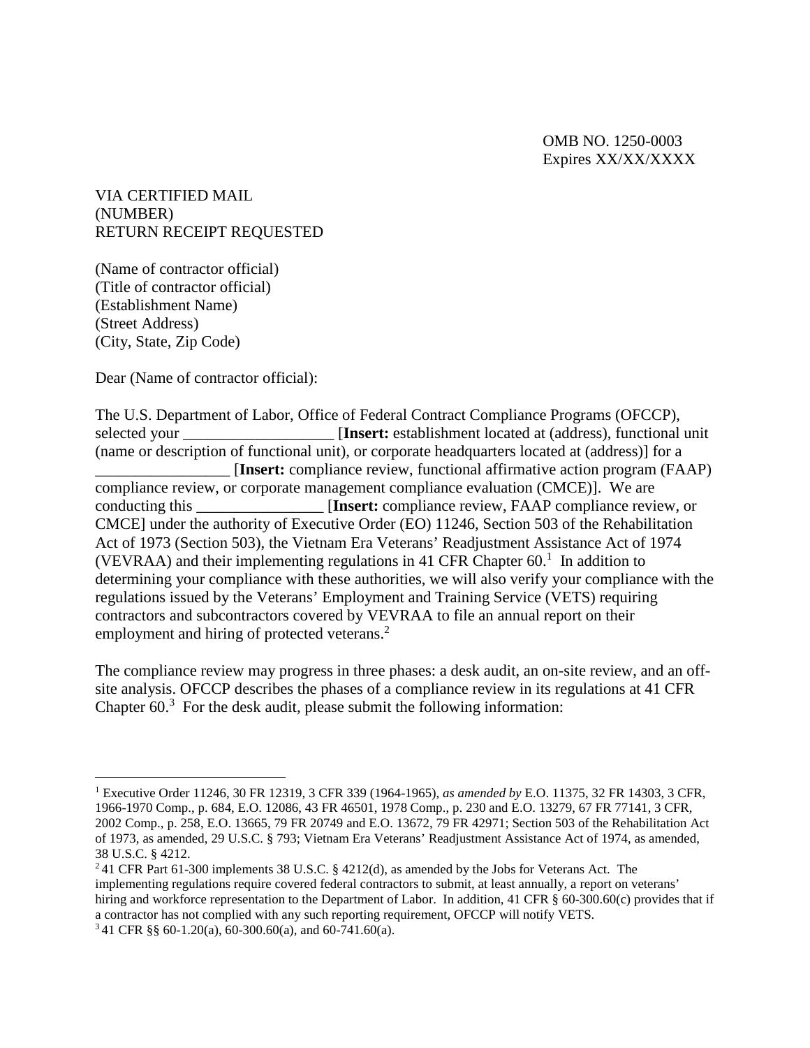OMB NO. 1250-0003
Expires XX/XX/XXXX

VIA CERTIFIED MAIL
(NUMBER)
RETURN RECEIPT REQUESTED

(Name of contractor official)
(Title of contractor official)
(Establishment Name)
(Street Address)
(City, State, Zip Code)

Dear (Name of contractor official):

The U.S. Department of Labor, Office of Federal Contract Compliance Programs (OFCCP), selected your __________________ [**Insert:** establishment located at (address), functional unit (name or description of functional unit), or corporate headquarters located at (address)] for a ________________ [**Insert:** compliance review, functional affirmative action program (FAAP) compliance review, or corporate management compliance evaluation (CMCE)]. We are conducting this ________________ [**Insert:** compliance review, FAAP compliance review, or CMCE] under the authority of Executive Order (EO) 11246, Section 503 of the Rehabilitation Act of 1973 (Section 503), the Vietnam Era Veterans' Readjustment Assistance Act of 1974 (VEVRAA) and their implementing regulations in 41 CFR Chapter 60.[1] In addition to determining your compliance with these authorities, we will also verify your compliance with the regulations issued by the Veterans' Employment and Training Service (VETS) requiring contractors and subcontractors covered by VEVRAA to file an annual report on their employment and hiring of protected veterans.[2]

The compliance review may progress in three phases: a desk audit, an on-site review, and an off-site analysis. OFCCP describes the phases of a compliance review in its regulations at 41 CFR Chapter 60.[3] For the desk audit, please submit the following information:

---

[1] Executive Order 11246, 30 FR 12319, 3 CFR 339 (1964-1965), *as amended by* E.O. 11375, 32 FR 14303, 3 CFR, 1966-1970 Comp., p. 684, E.O. 12086, 43 FR 46501, 1978 Comp., p. 230 and E.O. 13279, 67 FR 77141, 3 CFR, 2002 Comp., p. 258, E.O. 13665, 79 FR 20749 and E.O. 13672, 79 FR 42971; Section 503 of the Rehabilitation Act of 1973, as amended, 29 U.S.C. § 793; Vietnam Era Veterans' Readjustment Assistance Act of 1974, as amended, 38 U.S.C. § 4212.

[2] 41 CFR Part 61-300 implements 38 U.S.C. § 4212(d), as amended by the Jobs for Veterans Act. The implementing regulations require covered federal contractors to submit, at least annually, a report on veterans' hiring and workforce representation to the Department of Labor. In addition, 41 CFR § 60-300.60(c) provides that if a contractor has not complied with any such reporting requirement, OFCCP will notify VETS.

[3] 41 CFR §§ 60-1.20(a), 60-300.60(a), and 60-741.60(a).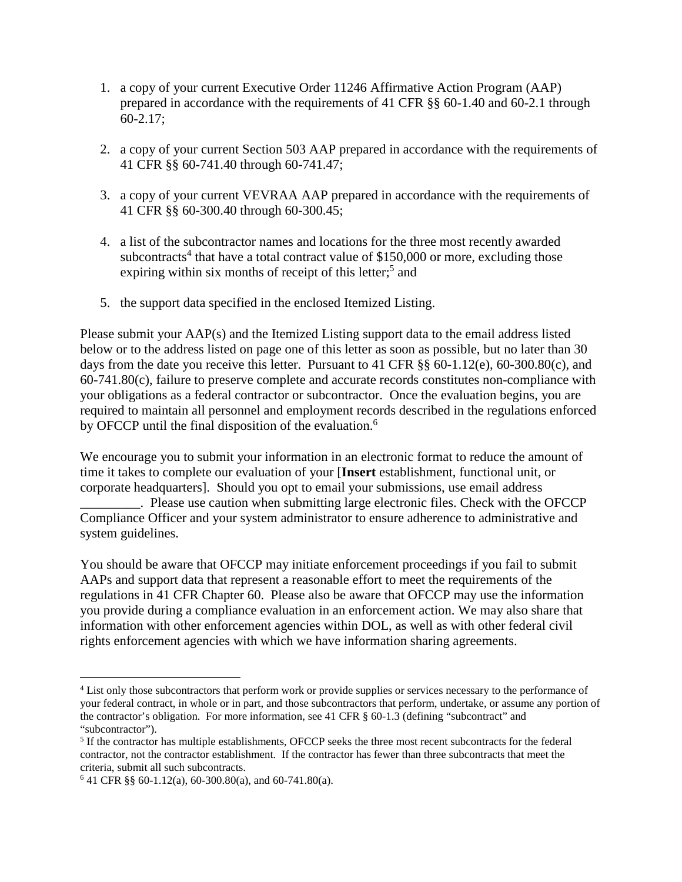1. a copy of your current Executive Order 11246 Affirmative Action Program (AAP) prepared in accordance with the requirements of 41 CFR §§ 60-1.40 and 60-2.1 through 60-2.17;

2. a copy of your current Section 503 AAP prepared in accordance with the requirements of 41 CFR §§ 60-741.40 through 60-741.47;

3. a copy of your current VEVRAA AAP prepared in accordance with the requirements of 41 CFR §§ 60-300.40 through 60-300.45;

4. a list of the subcontractor names and locations for the three most recently awarded subcontracts[4] that have a total contract value of $150,000 or more, excluding those expiring within six months of receipt of this letter;[5] and

5. the support data specified in the enclosed Itemized Listing.

Please submit your AAP(s) and the Itemized Listing support data to the email address listed below or to the address listed on page one of this letter as soon as possible, but no later than 30 days from the date you receive this letter. Pursuant to 41 CFR §§ 60-1.12(e), 60-300.80(c), and 60-741.80(c), failure to preserve complete and accurate records constitutes non-compliance with your obligations as a federal contractor or subcontractor. Once the evaluation begins, you are required to maintain all personnel and employment records described in the regulations enforced by OFCCP until the final disposition of the evaluation.[6]

We encourage you to submit your information in an electronic format to reduce the amount of time it takes to complete our evaluation of your [**Insert** establishment, functional unit, or corporate headquarters]. Should you opt to email your submissions, use email address _________. Please use caution when submitting large electronic files. Check with the OFCCP Compliance Officer and your system administrator to ensure adherence to administrative and system guidelines.

You should be aware that OFCCP may initiate enforcement proceedings if you fail to submit AAPs and support data that represent a reasonable effort to meet the requirements of the regulations in 41 CFR Chapter 60. Please also be aware that OFCCP may use the information you provide during a compliance evaluation in an enforcement action. We may also share that information with other enforcement agencies within DOL, as well as with other federal civil rights enforcement agencies with which we have information sharing agreements.

---

[4] List only those subcontractors that perform work or provide supplies or services necessary to the performance of your federal contract, in whole or in part, and those subcontractors that perform, undertake, or assume any portion of the contractor's obligation. For more information, see 41 CFR § 60-1.3 (defining "subcontract" and "subcontractor").

[5] If the contractor has multiple establishments, OFCCP seeks the three most recent subcontracts for the federal contractor, not the contractor establishment. If the contractor has fewer than three subcontracts that meet the criteria, submit all such subcontracts.

[6] 41 CFR §§ 60-1.12(a), 60-300.80(a), and 60-741.80(a).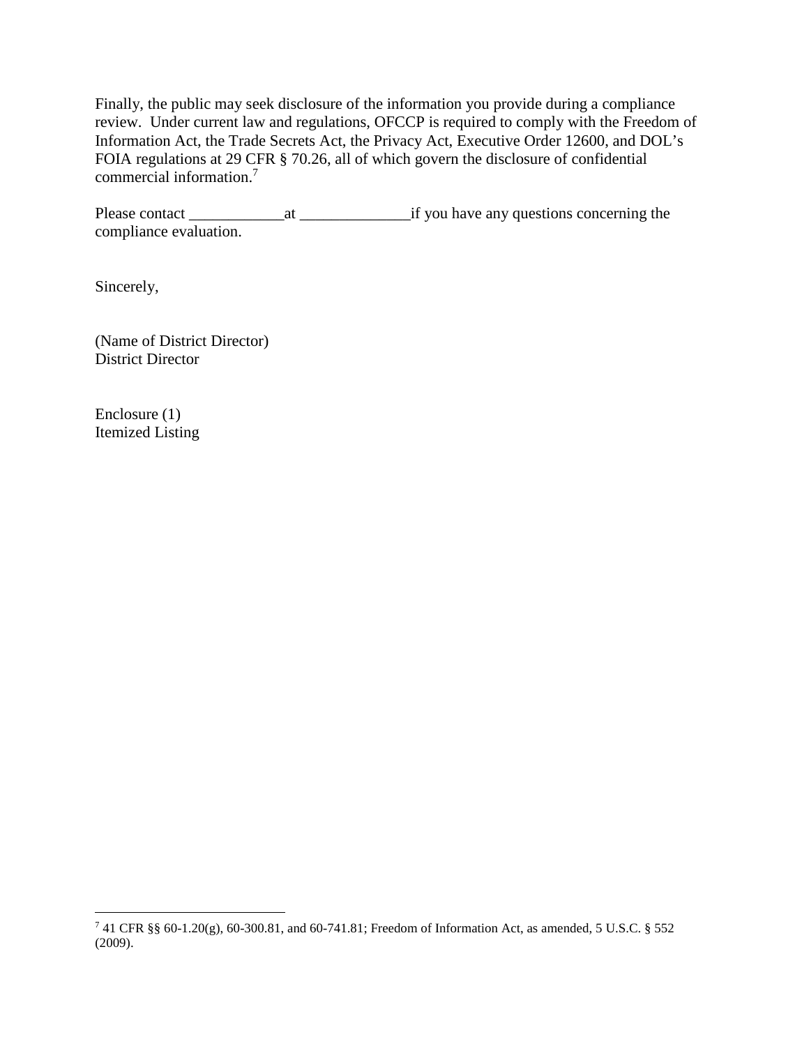Finally, the public may seek disclosure of the information you provide during a compliance review. Under current law and regulations, OFCCP is required to comply with the Freedom of Information Act, the Trade Secrets Act, the Privacy Act, Executive Order 12600, and DOL's FOIA regulations at 29 CFR § 70.26, all of which govern the disclosure of confidential commercial information.[7]

Please contact ____________at ______________if you have any questions concerning the compliance evaluation.

Sincerely,

(Name of District Director)
District Director

Enclosure (1)
Itemized Listing

---

[7] 41 CFR §§ 60-1.20(g), 60-300.81, and 60-741.81; Freedom of Information Act, as amended, 5 U.S.C. § 552 (2009).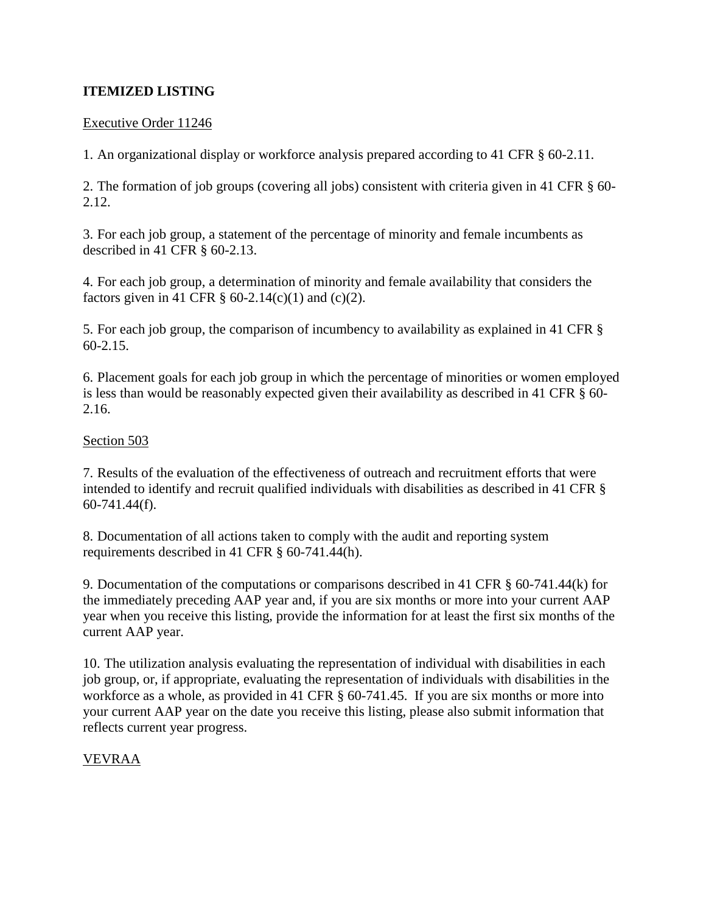**ITEMIZED LISTING**

Executive Order 11246

1. An organizational display or workforce analysis prepared according to 41 CFR § 60-2.11.

2. The formation of job groups (covering all jobs) consistent with criteria given in 41 CFR § 60-2.12.

3. For each job group, a statement of the percentage of minority and female incumbents as described in 41 CFR § 60-2.13.

4. For each job group, a determination of minority and female availability that considers the factors given in 41 CFR § 60-2.14(c)(1) and (c)(2).

5. For each job group, the comparison of incumbency to availability as explained in 41 CFR § 60-2.15.

6. Placement goals for each job group in which the percentage of minorities or women employed is less than would be reasonably expected given their availability as described in 41 CFR § 60-2.16.

Section 503

7. Results of the evaluation of the effectiveness of outreach and recruitment efforts that were intended to identify and recruit qualified individuals with disabilities as described in 41 CFR § 60-741.44(f).

8. Documentation of all actions taken to comply with the audit and reporting system requirements described in 41 CFR § 60-741.44(h).

9. Documentation of the computations or comparisons described in 41 CFR § 60-741.44(k) for the immediately preceding AAP year and, if you are six months or more into your current AAP year when you receive this listing, provide the information for at least the first six months of the current AAP year.

10. The utilization analysis evaluating the representation of individual with disabilities in each job group, or, if appropriate, evaluating the representation of individuals with disabilities in the workforce as a whole, as provided in 41 CFR § 60-741.45. If you are six months or more into your current AAP year on the date you receive this listing, please also submit information that reflects current year progress.

VEVRAA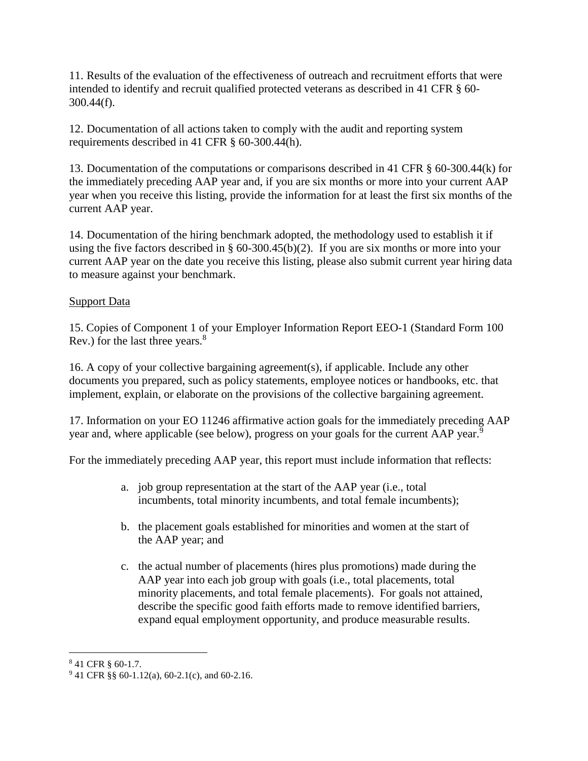11. Results of the evaluation of the effectiveness of outreach and recruitment efforts that were intended to identify and recruit qualified protected veterans as described in 41 CFR § 60-300.44(f).

12. Documentation of all actions taken to comply with the audit and reporting system requirements described in 41 CFR § 60-300.44(h).

13. Documentation of the computations or comparisons described in 41 CFR § 60-300.44(k) for the immediately preceding AAP year and, if you are six months or more into your current AAP year when you receive this listing, provide the information for at least the first six months of the current AAP year.

14. Documentation of the hiring benchmark adopted, the methodology used to establish it if using the five factors described in § 60-300.45(b)(2). If you are six months or more into your current AAP year on the date you receive this listing, please also submit current year hiring data to measure against your benchmark.

Support Data

15. Copies of Component 1 of your Employer Information Report EEO-1 (Standard Form 100 Rev.) for the last three years.[8]

16. A copy of your collective bargaining agreement(s), if applicable. Include any other documents you prepared, such as policy statements, employee notices or handbooks, etc. that implement, explain, or elaborate on the provisions of the collective bargaining agreement.

17. Information on your EO 11246 affirmative action goals for the immediately preceding AAP year and, where applicable (see below), progress on your goals for the current AAP year.[9]

For the immediately preceding AAP year, this report must include information that reflects:

a. job group representation at the start of the AAP year (i.e., total incumbents, total minority incumbents, and total female incumbents);

b. the placement goals established for minorities and women at the start of the AAP year; and

c. the actual number of placements (hires plus promotions) made during the AAP year into each job group with goals (i.e., total placements, total minority placements, and total female placements). For goals not attained, describe the specific good faith efforts made to remove identified barriers, expand equal employment opportunity, and produce measurable results.

---

[8] 41 CFR § 60-1.7.

[9] 41 CFR §§ 60-1.12(a), 60-2.1(c), and 60-2.16.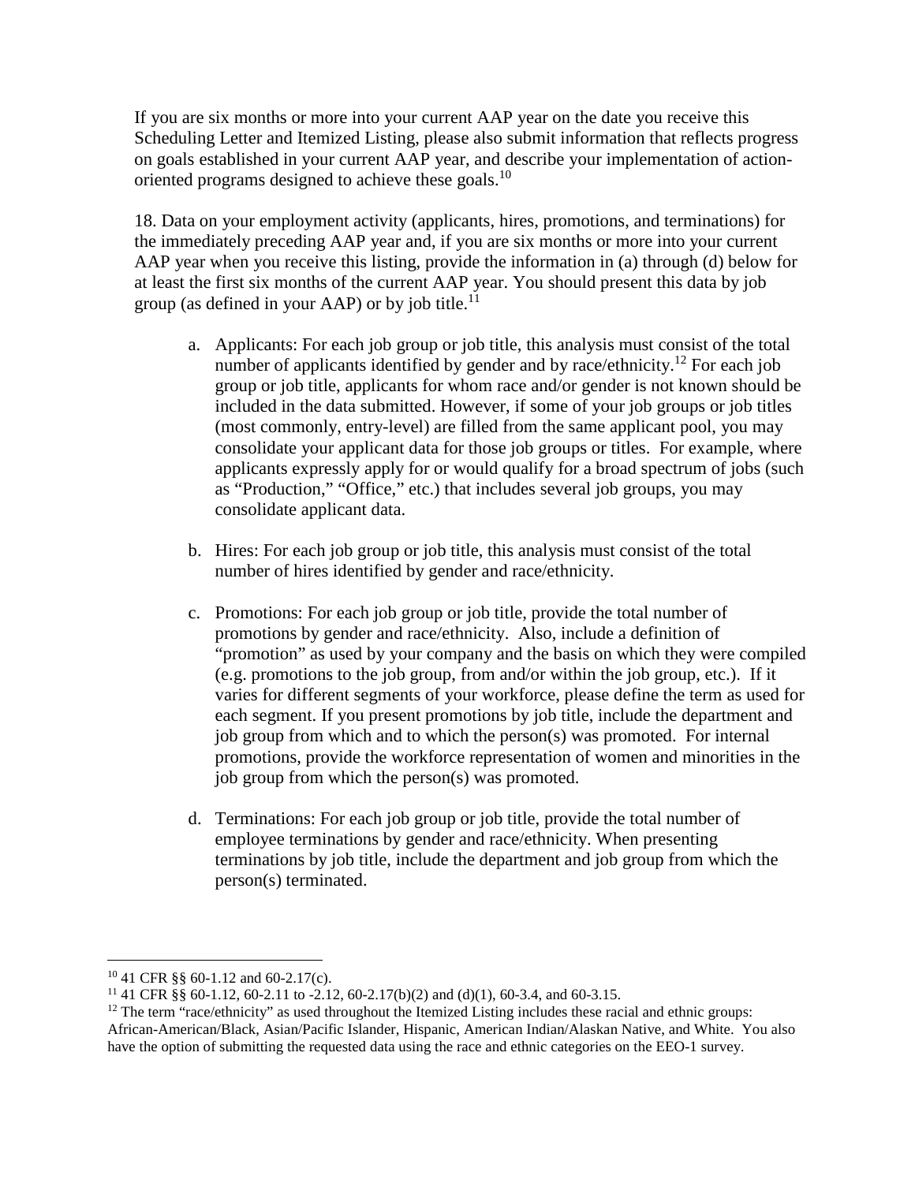If you are six months or more into your current AAP year on the date you receive this Scheduling Letter and Itemized Listing, please also submit information that reflects progress on goals established in your current AAP year, and describe your implementation of action-oriented programs designed to achieve these goals.[10]

18. Data on your employment activity (applicants, hires, promotions, and terminations) for the immediately preceding AAP year and, if you are six months or more into your current AAP year when you receive this listing, provide the information in (a) through (d) below for at least the first six months of the current AAP year. You should present this data by job group (as defined in your AAP) or by job title.[11]

a. Applicants: For each job group or job title, this analysis must consist of the total number of applicants identified by gender and by race/ethnicity.[12] For each job group or job title, applicants for whom race and/or gender is not known should be included in the data submitted. However, if some of your job groups or job titles (most commonly, entry-level) are filled from the same applicant pool, you may consolidate your applicant data for those job groups or titles. For example, where applicants expressly apply for or would qualify for a broad spectrum of jobs (such as "Production," "Office," etc.) that includes several job groups, you may consolidate applicant data.

b. Hires: For each job group or job title, this analysis must consist of the total number of hires identified by gender and race/ethnicity.

c. Promotions: For each job group or job title, provide the total number of promotions by gender and race/ethnicity. Also, include a definition of "promotion" as used by your company and the basis on which they were compiled (e.g. promotions to the job group, from and/or within the job group, etc.). If it varies for different segments of your workforce, please define the term as used for each segment. If you present promotions by job title, include the department and job group from which and to which the person(s) was promoted. For internal promotions, provide the workforce representation of women and minorities in the job group from which the person(s) was promoted.

d. Terminations: For each job group or job title, provide the total number of employee terminations by gender and race/ethnicity. When presenting terminations by job title, include the department and job group from which the person(s) terminated.

---

[10] 41 CFR §§ 60-1.12 and 60-2.17(c).

[11] 41 CFR §§ 60-1.12, 60-2.11 to -2.12, 60-2.17(b)(2) and (d)(1), 60-3.4, and 60-3.15.

[12] The term "race/ethnicity" as used throughout the Itemized Listing includes these racial and ethnic groups: African-American/Black, Asian/Pacific Islander, Hispanic, American Indian/Alaskan Native, and White. You also have the option of submitting the requested data using the race and ethnic categories on the EEO-1 survey.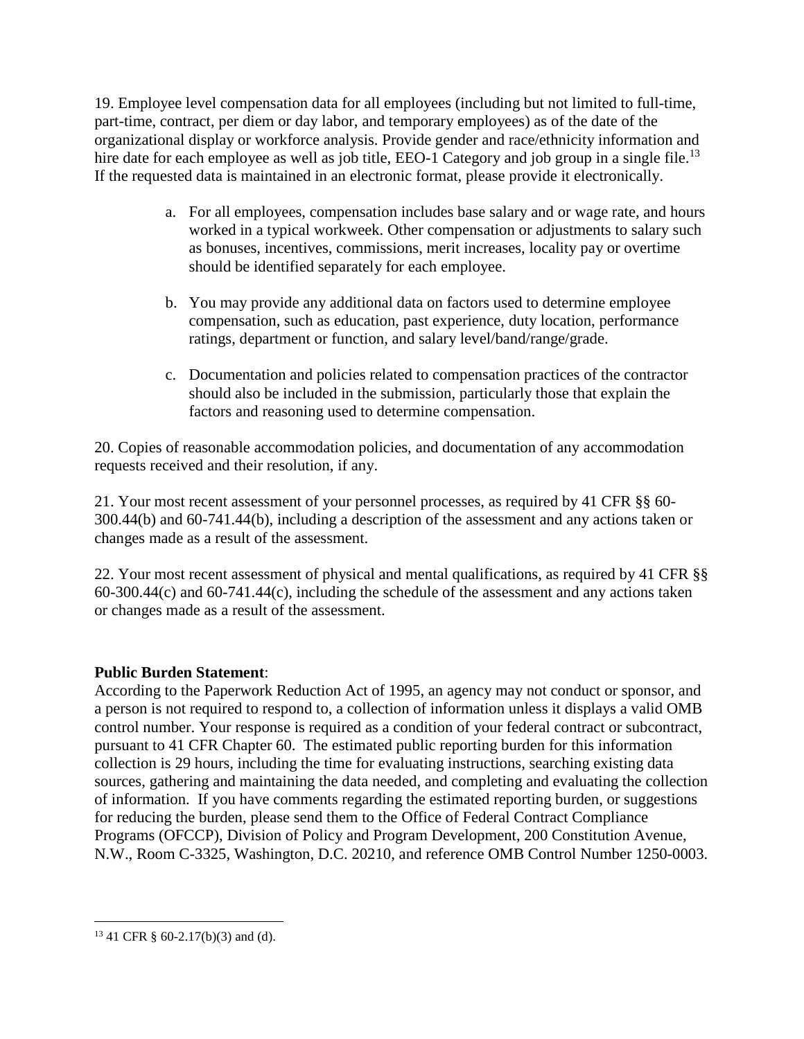19. Employee level compensation data for all employees (including but not limited to full-time, part-time, contract, per diem or day labor, and temporary employees) as of the date of the organizational display or workforce analysis. Provide gender and race/ethnicity information and hire date for each employee as well as job title, EEO-1 Category and job group in a single file.[13] If the requested data is maintained in an electronic format, please provide it electronically.

a. For all employees, compensation includes base salary and or wage rate, and hours worked in a typical workweek. Other compensation or adjustments to salary such as bonuses, incentives, commissions, merit increases, locality pay or overtime should be identified separately for each employee.

b. You may provide any additional data on factors used to determine employee compensation, such as education, past experience, duty location, performance ratings, department or function, and salary level/band/range/grade.

c. Documentation and policies related to compensation practices of the contractor should also be included in the submission, particularly those that explain the factors and reasoning used to determine compensation.

20. Copies of reasonable accommodation policies, and documentation of any accommodation requests received and their resolution, if any.

21. Your most recent assessment of your personnel processes, as required by 41 CFR §§ 60-300.44(b) and 60-741.44(b), including a description of the assessment and any actions taken or changes made as a result of the assessment.

22. Your most recent assessment of physical and mental qualifications, as required by 41 CFR §§ 60-300.44(c) and 60-741.44(c), including the schedule of the assessment and any actions taken or changes made as a result of the assessment.

**Public Burden Statement**:
According to the Paperwork Reduction Act of 1995, an agency may not conduct or sponsor, and a person is not required to respond to, a collection of information unless it displays a valid OMB control number. Your response is required as a condition of your federal contract or subcontract, pursuant to 41 CFR Chapter 60. The estimated public reporting burden for this information collection is 29 hours, including the time for evaluating instructions, searching existing data sources, gathering and maintaining the data needed, and completing and evaluating the collection of information. If you have comments regarding the estimated reporting burden, or suggestions for reducing the burden, please send them to the Office of Federal Contract Compliance Programs (OFCCP), Division of Policy and Program Development, 200 Constitution Avenue, N.W., Room C-3325, Washington, D.C. 20210, and reference OMB Control Number 1250-0003.

---

[13] 41 CFR § 60-2.17(b)(3) and (d).